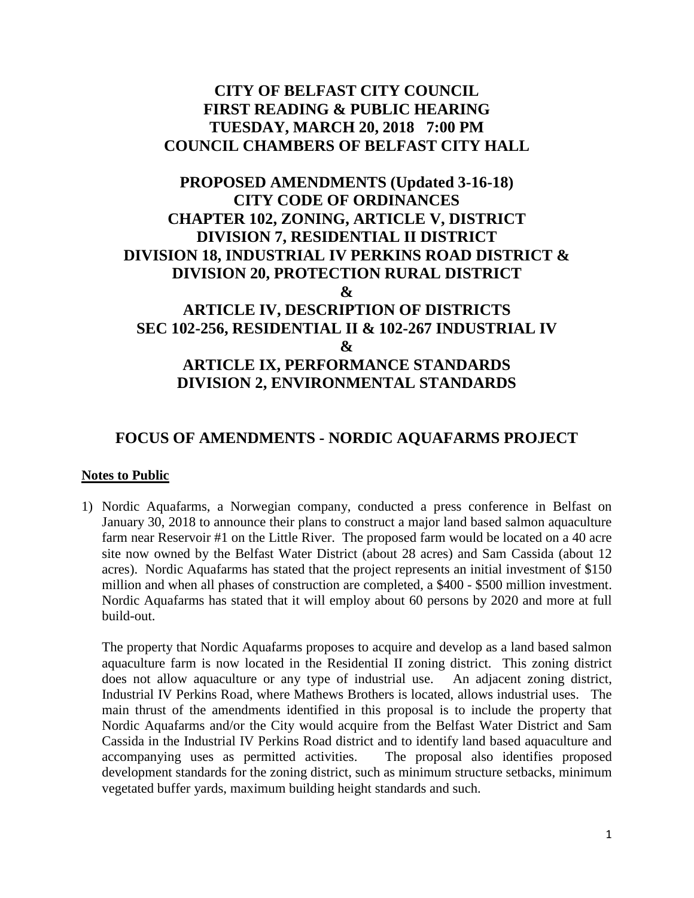# CITY OF BELFAST CITY COUNCIL
# FIRST READING & PUBLIC HEARING
# TUESDAY, MARCH 20, 2018 7:00 PM
# COUNCIL CHAMBERS OF BELFAST CITY HALL

## PROPOSED AMENDMENTS (Updated 3-16-18)
## CITY CODE OF ORDINANCES
## CHAPTER 102, ZONING, ARTICLE V, DISTRICT
## DIVISION 7, RESIDENTIAL II DISTRICT
## DIVISION 18, INDUSTRIAL IV PERKINS ROAD DISTRICT &
## DIVISION 20, PROTECTION RURAL DISTRICT
## &
## ARTICLE IV, DESCRIPTION OF DISTRICTS
## SEC 102-256, RESIDENTIAL II & 102-267 INDUSTRIAL IV
## &
## ARTICLE IX, PERFORMANCE STANDARDS
## DIVISION 2, ENVIRONMENTAL STANDARDS

## FOCUS OF AMENDMENTS - NORDIC AQUAFARMS PROJECT

**Notes to Public**

1) Nordic Aquafarms, a Norwegian company, conducted a press conference in Belfast on January 30, 2018 to announce their plans to construct a major land based salmon aquaculture farm near Reservoir #1 on the Little River. The proposed farm would be located on a 40 acre site now owned by the Belfast Water District (about 28 acres) and Sam Cassida (about 12 acres). Nordic Aquafarms has stated that the project represents an initial investment of $150 million and when all phases of construction are completed, a $400 - $500 million investment. Nordic Aquafarms has stated that it will employ about 60 persons by 2020 and more at full build-out.

   The property that Nordic Aquafarms proposes to acquire and develop as a land based salmon aquaculture farm is now located in the Residential II zoning district. This zoning district does not allow aquaculture or any type of industrial use. An adjacent zoning district, Industrial IV Perkins Road, where Mathews Brothers is located, allows industrial uses. The main thrust of the amendments identified in this proposal is to include the property that Nordic Aquafarms and/or the City would acquire from the Belfast Water District and Sam Cassida in the Industrial IV Perkins Road district and to identify land based aquaculture and accompanying uses as permitted activities. The proposal also identifies proposed development standards for the zoning district, such as minimum structure setbacks, minimum vegetated buffer yards, maximum building height standards and such.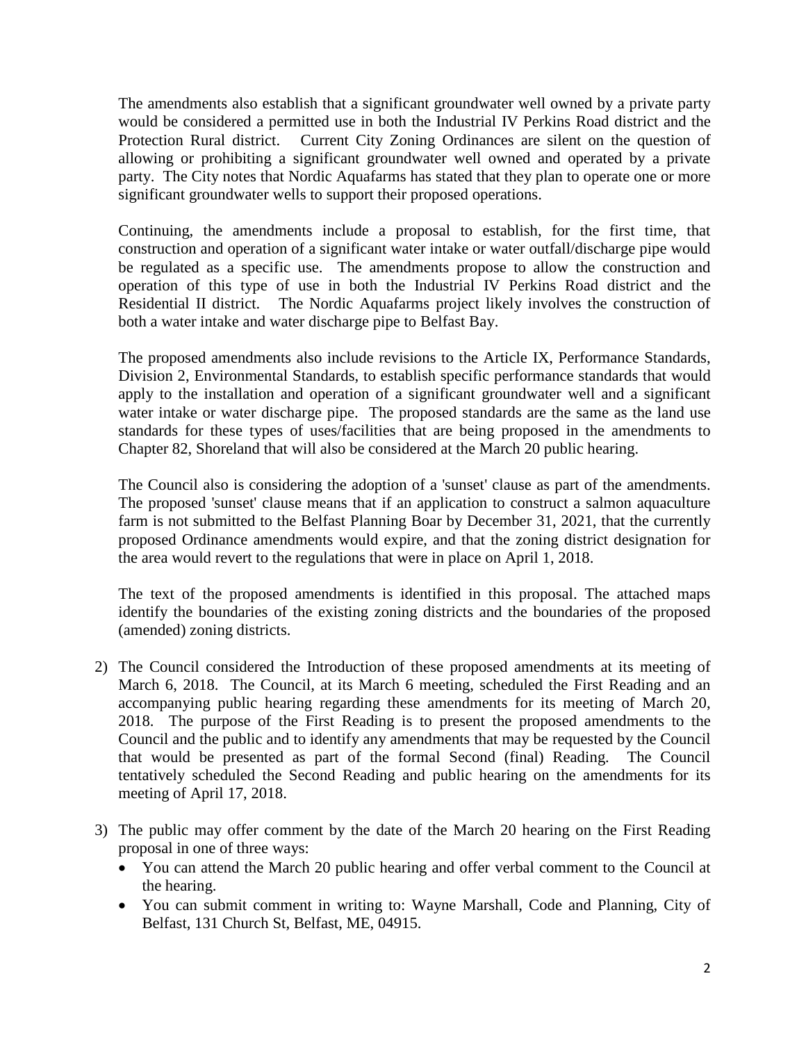The amendments also establish that a significant groundwater well owned by a private party would be considered a permitted use in both the Industrial IV Perkins Road district and the Protection Rural district. Current City Zoning Ordinances are silent on the question of allowing or prohibiting a significant groundwater well owned and operated by a private party. The City notes that Nordic Aquafarms has stated that they plan to operate one or more significant groundwater wells to support their proposed operations.

Continuing, the amendments include a proposal to establish, for the first time, that construction and operation of a significant water intake or water outfall/discharge pipe would be regulated as a specific use. The amendments propose to allow the construction and operation of this type of use in both the Industrial IV Perkins Road district and the Residential II district. The Nordic Aquafarms project likely involves the construction of both a water intake and water discharge pipe to Belfast Bay.

The proposed amendments also include revisions to the Article IX, Performance Standards, Division 2, Environmental Standards, to establish specific performance standards that would apply to the installation and operation of a significant groundwater well and a significant water intake or water discharge pipe. The proposed standards are the same as the land use standards for these types of uses/facilities that are being proposed in the amendments to Chapter 82, Shoreland that will also be considered at the March 20 public hearing.

The Council also is considering the adoption of a 'sunset' clause as part of the amendments. The proposed 'sunset' clause means that if an application to construct a salmon aquaculture farm is not submitted to the Belfast Planning Boar by December 31, 2021, that the currently proposed Ordinance amendments would expire, and that the zoning district designation for the area would revert to the regulations that were in place on April 1, 2018.

The text of the proposed amendments is identified in this proposal. The attached maps identify the boundaries of the existing zoning districts and the boundaries of the proposed (amended) zoning districts.

2) The Council considered the Introduction of these proposed amendments at its meeting of March 6, 2018. The Council, at its March 6 meeting, scheduled the First Reading and an accompanying public hearing regarding these amendments for its meeting of March 20, 2018. The purpose of the First Reading is to present the proposed amendments to the Council and the public and to identify any amendments that may be requested by the Council that would be presented as part of the formal Second (final) Reading. The Council tentatively scheduled the Second Reading and public hearing on the amendments for its meeting of April 17, 2018.

3) The public may offer comment by the date of the March 20 hearing on the First Reading proposal in one of three ways:
   - You can attend the March 20 public hearing and offer verbal comment to the Council at the hearing.
   - You can submit comment in writing to: Wayne Marshall, Code and Planning, City of Belfast, 131 Church St, Belfast, ME, 04915.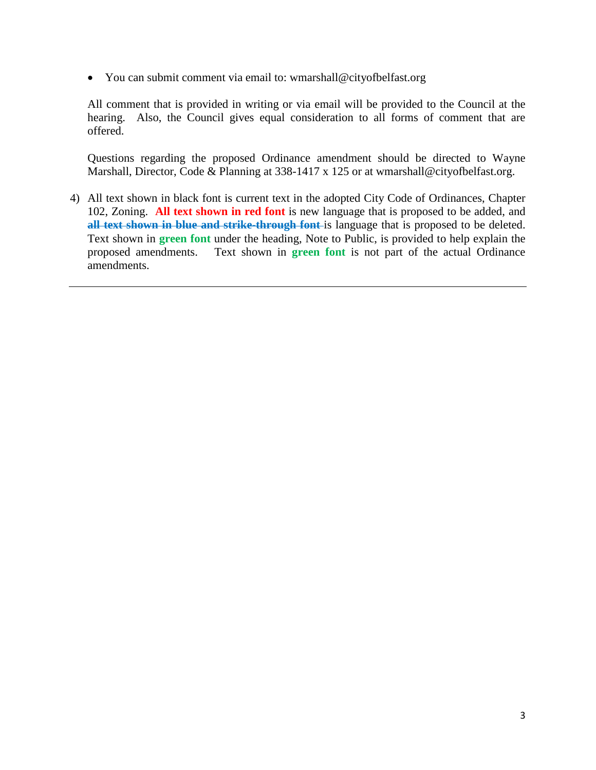- You can submit comment via email to: wmarshall@cityofbelfast.org

All comment that is provided in writing or via email will be provided to the Council at the hearing. Also, the Council gives equal consideration to all forms of comment that are offered.

Questions regarding the proposed Ordinance amendment should be directed to Wayne Marshall, Director, Code & Planning at 338-1417 x 125 or at wmarshall@cityofbelfast.org.

4) All text shown in black font is current text in the adopted City Code of Ordinances, Chapter 102, Zoning. **All text shown in red font** is new language that is proposed to be added, and ~~**all text shown in blue and strike-through font**~~ is language that is proposed to be deleted. Text shown in **green font** under the heading, Note to Public, is provided to help explain the proposed amendments. Text shown in **green font** is not part of the actual Ordinance amendments.

---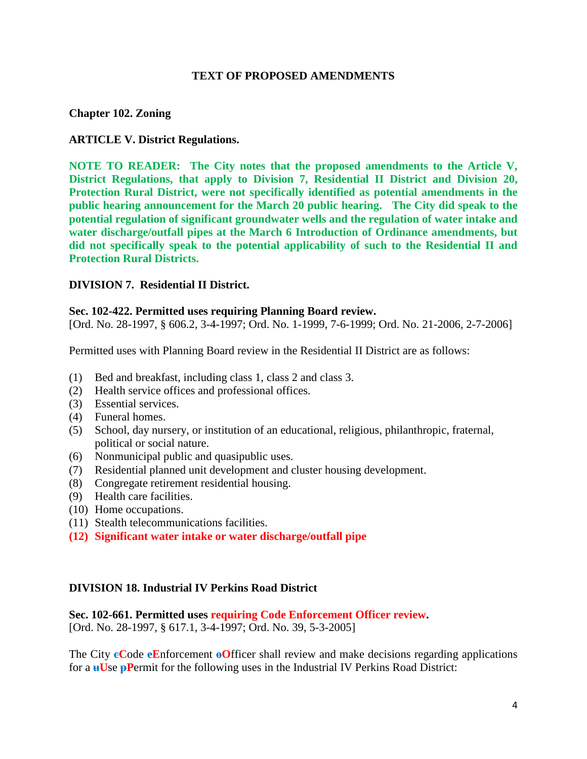## TEXT OF PROPOSED AMENDMENTS

### Chapter 102. Zoning

### ARTICLE V. District Regulations.

**NOTE TO READER: The City notes that the proposed amendments to the Article V, District Regulations, that apply to Division 7, Residential II District and Division 20, Protection Rural District, were not specifically identified as potential amendments in the public hearing announcement for the March 20 public hearing. The City did speak to the potential regulation of significant groundwater wells and the regulation of water intake and water discharge/outfall pipes at the March 6 Introduction of Ordinance amendments, but did not specifically speak to the potential applicability of such to the Residential II and Protection Rural Districts.**

### DIVISION 7. Residential II District.

**Sec. 102-422. Permitted uses requiring Planning Board review.**
[Ord. No. 28-1997, § 606.2, 3-4-1997; Ord. No. 1-1999, 7-6-1999; Ord. No. 21-2006, 2-7-2006]

Permitted uses with Planning Board review in the Residential II District are as follows:

(1) Bed and breakfast, including class 1, class 2 and class 3.
(2) Health service offices and professional offices.
(3) Essential services.
(4) Funeral homes.
(5) School, day nursery, or institution of an educational, religious, philanthropic, fraternal, political or social nature.
(6) Nonmunicipal public and quasipublic uses.
(7) Residential planned unit development and cluster housing development.
(8) Congregate retirement residential housing.
(9) Health care facilities.
(10) Home occupations.
(11) Stealth telecommunications facilities.
**(12) Significant water intake or water discharge/outfall pipe**

### DIVISION 18. Industrial IV Perkins Road District

**Sec. 102-661. Permitted uses requiring Code Enforcement Officer review.**
[Ord. No. 28-1997, § 617.1, 3-4-1997; Ord. No. 39, 5-3-2005]

The City ~~c~~**C**ode ~~e~~**E**nforcement ~~o~~**O**fficer shall review and make decisions regarding applications for a ~~u~~**U**se ~~p~~**P**ermit for the following uses in the Industrial IV Perkins Road District: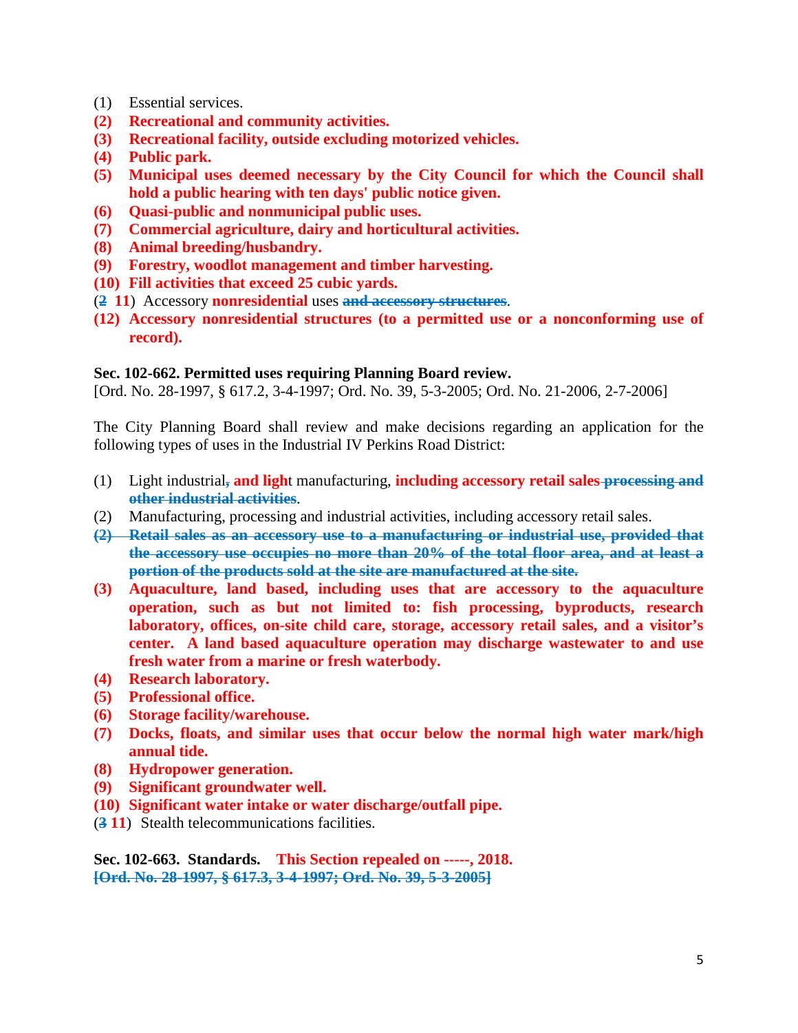(1) Essential services.
**(2) Recreational and community activities.**
**(3) Recreational facility, outside excluding motorized vehicles.**
**(4) Public park.**
**(5) Municipal uses deemed necessary by the City Council for which the Council shall hold a public hearing with ten days' public notice given.**
**(6) Quasi-public and nonmunicipal public uses.**
**(7) Commercial agriculture, dairy and horticultural activities.**
**(8) Animal breeding/husbandry.**
**(9) Forestry, woodlot management and timber harvesting.**
**(10) Fill activities that exceed 25 cubic yards.**
(~~2~~ **11**) Accessory **nonresidential** uses ~~**and accessory structures**~~.
**(12) Accessory nonresidential structures (to a permitted use or a nonconforming use of record).**

**Sec. 102-662. Permitted uses requiring Planning Board review.**
[Ord. No. 28-1997, § 617.2, 3-4-1997; Ord. No. 39, 5-3-2005; Ord. No. 21-2006, 2-7-2006]

The City Planning Board shall review and make decisions regarding an application for the following types of uses in the Industrial IV Perkins Road District:

(1) Light industrial~~**,**~~ **and ligh**t manufacturing, **including accessory retail sales** ~~**processing and other industrial activities**~~.
(2) Manufacturing, processing and industrial activities, including accessory retail sales.
~~**(2) Retail sales as an accessory use to a manufacturing or industrial use, provided that the accessory use occupies no more than 20% of the total floor area, and at least a portion of the products sold at the site are manufactured at the site.**~~
**(3) Aquaculture, land based, including uses that are accessory to the aquaculture operation, such as but not limited to: fish processing, byproducts, research laboratory, offices, on-site child care, storage, accessory retail sales, and a visitor's center. A land based aquaculture operation may discharge wastewater to and use fresh water from a marine or fresh waterbody.**
**(4) Research laboratory.**
**(5) Professional office.**
**(6) Storage facility/warehouse.**
**(7) Docks, floats, and similar uses that occur below the normal high water mark/high annual tide.**
**(8) Hydropower generation.**
**(9) Significant groundwater well.**
**(10) Significant water intake or water discharge/outfall pipe.**
(~~3~~ **11**) Stealth telecommunications facilities.

**Sec. 102-663. Standards.** **This Section repealed on -----, 2018.**
~~**[Ord. No. 28-1997, § 617.3, 3-4-1997; Ord. No. 39, 5-3-2005]**~~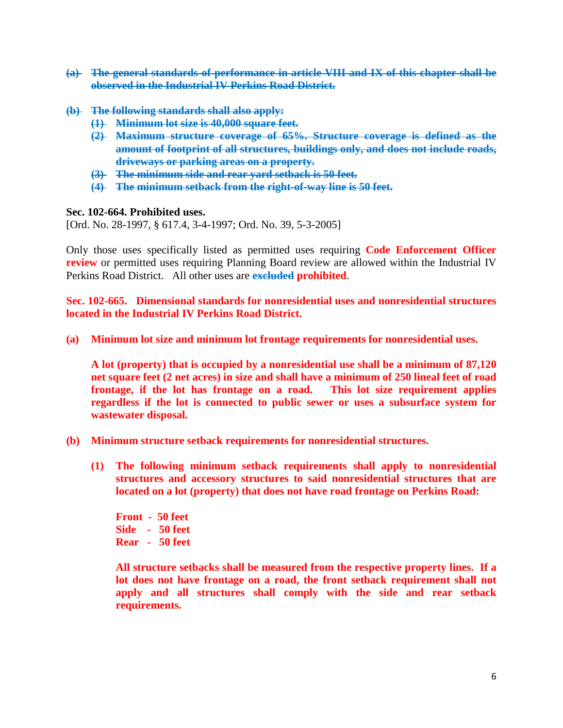~~**(a) The general standards of performance in article VIII and IX of this chapter shall be observed in the Industrial IV Perkins Road District.**~~

~~**(b) The following standards shall also apply:**~~

~~**(1) Minimum lot size is 40,000 square feet.**~~

~~**(2) Maximum structure coverage of 65%. Structure coverage is defined as the amount of footprint of all structures, buildings only, and does not include roads, driveways or parking areas on a property.**~~

~~**(3) The minimum side and rear yard setback is 50 feet.**~~

~~**(4) The minimum setback from the right-of-way line is 50 feet.**~~

**Sec. 102-664. Prohibited uses.**

[Ord. No. 28-1997, § 617.4, 3-4-1997; Ord. No. 39, 5-3-2005]

Only those uses specifically listed as permitted uses requiring **Code Enforcement Officer review** or permitted uses requiring Planning Board review are allowed within the Industrial IV Perkins Road District. All other uses are ~~**excluded**~~ **prohibited**.

**Sec. 102-665. Dimensional standards for nonresidential uses and nonresidential structures located in the Industrial IV Perkins Road District.**

**(a) Minimum lot size and minimum lot frontage requirements for nonresidential uses.**

**A lot (property) that is occupied by a nonresidential use shall be a minimum of 87,120 net square feet (2 net acres) in size and shall have a minimum of 250 lineal feet of road frontage, if the lot has frontage on a road. This lot size requirement applies regardless if the lot is connected to public sewer or uses a subsurface system for wastewater disposal.**

**(b) Minimum structure setback requirements for nonresidential structures.**

**(1) The following minimum setback requirements shall apply to nonresidential structures and accessory structures to said nonresidential structures that are located on a lot (property) that does not have road frontage on Perkins Road:**

**Front - 50 feet**
**Side - 50 feet**
**Rear - 50 feet**

**All structure setbacks shall be measured from the respective property lines. If a lot does not have frontage on a road, the front setback requirement shall not apply and all structures shall comply with the side and rear setback requirements.**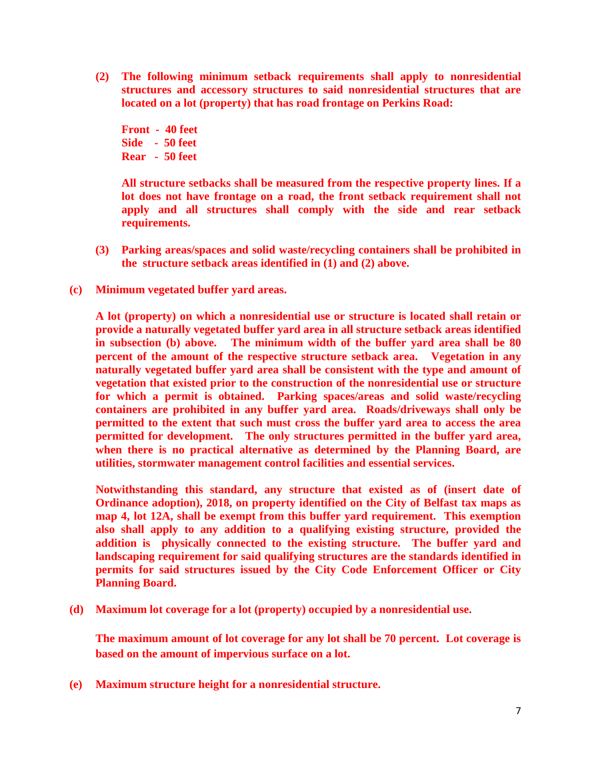**(2) The following minimum setback requirements shall apply to nonresidential structures and accessory structures to said nonresidential structures that are located on a lot (property) that has road frontage on Perkins Road:**

**Front - 40 feet**
**Side - 50 feet**
**Rear - 50 feet**

**All structure setbacks shall be measured from the respective property lines. If a lot does not have frontage on a road, the front setback requirement shall not apply and all structures shall comply with the side and rear setback requirements.**

**(3) Parking areas/spaces and solid waste/recycling containers shall be prohibited in the structure setback areas identified in (1) and (2) above.**

**(c) Minimum vegetated buffer yard areas.**

**A lot (property) on which a nonresidential use or structure is located shall retain or provide a naturally vegetated buffer yard area in all structure setback areas identified in subsection (b) above. The minimum width of the buffer yard area shall be 80 percent of the amount of the respective structure setback area. Vegetation in any naturally vegetated buffer yard area shall be consistent with the type and amount of vegetation that existed prior to the construction of the nonresidential use or structure for which a permit is obtained. Parking spaces/areas and solid waste/recycling containers are prohibited in any buffer yard area. Roads/driveways shall only be permitted to the extent that such must cross the buffer yard area to access the area permitted for development. The only structures permitted in the buffer yard area, when there is no practical alternative as determined by the Planning Board, are utilities, stormwater management control facilities and essential services.**

**Notwithstanding this standard, any structure that existed as of (insert date of Ordinance adoption), 2018, on property identified on the City of Belfast tax maps as map 4, lot 12A, shall be exempt from this buffer yard requirement. This exemption also shall apply to any addition to a qualifying existing structure, provided the addition is physically connected to the existing structure. The buffer yard and landscaping requirement for said qualifying structures are the standards identified in permits for said structures issued by the City Code Enforcement Officer or City Planning Board.**

**(d) Maximum lot coverage for a lot (property) occupied by a nonresidential use.**

**The maximum amount of lot coverage for any lot shall be 70 percent. Lot coverage is based on the amount of impervious surface on a lot.**

**(e) Maximum structure height for a nonresidential structure.**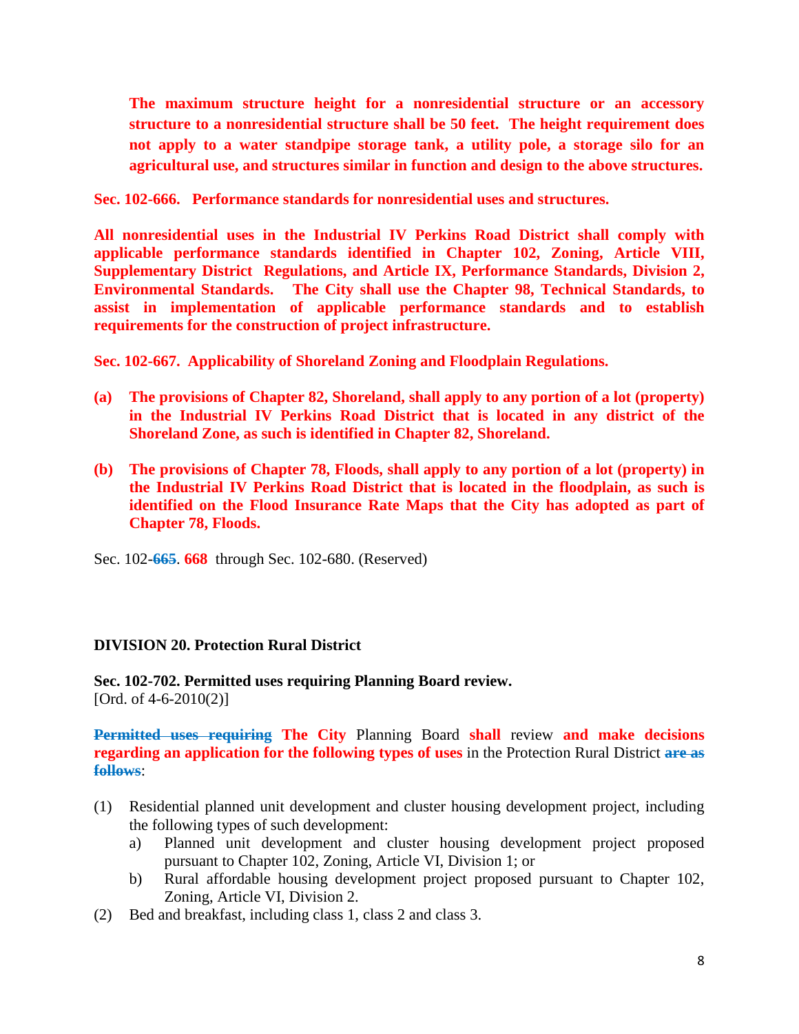**The maximum structure height for a nonresidential structure or an accessory structure to a nonresidential structure shall be 50 feet. The height requirement does not apply to a water standpipe storage tank, a utility pole, a storage silo for an agricultural use, and structures similar in function and design to the above structures.**

**Sec. 102-666. Performance standards for nonresidential uses and structures.**

**All nonresidential uses in the Industrial IV Perkins Road District shall comply with applicable performance standards identified in Chapter 102, Zoning, Article VIII, Supplementary District Regulations, and Article IX, Performance Standards, Division 2, Environmental Standards. The City shall use the Chapter 98, Technical Standards, to assist in implementation of applicable performance standards and to establish requirements for the construction of project infrastructure.**

**Sec. 102-667. Applicability of Shoreland Zoning and Floodplain Regulations.**

**(a) The provisions of Chapter 82, Shoreland, shall apply to any portion of a lot (property) in the Industrial IV Perkins Road District that is located in any district of the Shoreland Zone, as such is identified in Chapter 82, Shoreland.**

**(b) The provisions of Chapter 78, Floods, shall apply to any portion of a lot (property) in the Industrial IV Perkins Road District that is located in the floodplain, as such is identified on the Flood Insurance Rate Maps that the City has adopted as part of Chapter 78, Floods.**

Sec. 102-~~665~~. **668** through Sec. 102-680. (Reserved)

**DIVISION 20. Protection Rural District**

**Sec. 102-702. Permitted uses requiring Planning Board review.**
[Ord. of 4-6-2010(2)]

~~**Permitted uses requiring**~~ **The City** Planning Board **shall** review **and make decisions regarding an application for the following types of uses** in the Protection Rural District ~~**are as follows**~~:

(1) Residential planned unit development and cluster housing development project, including the following types of such development:
  a) Planned unit development and cluster housing development project proposed pursuant to Chapter 102, Zoning, Article VI, Division 1; or
  b) Rural affordable housing development project proposed pursuant to Chapter 102, Zoning, Article VI, Division 2.

(2) Bed and breakfast, including class 1, class 2 and class 3.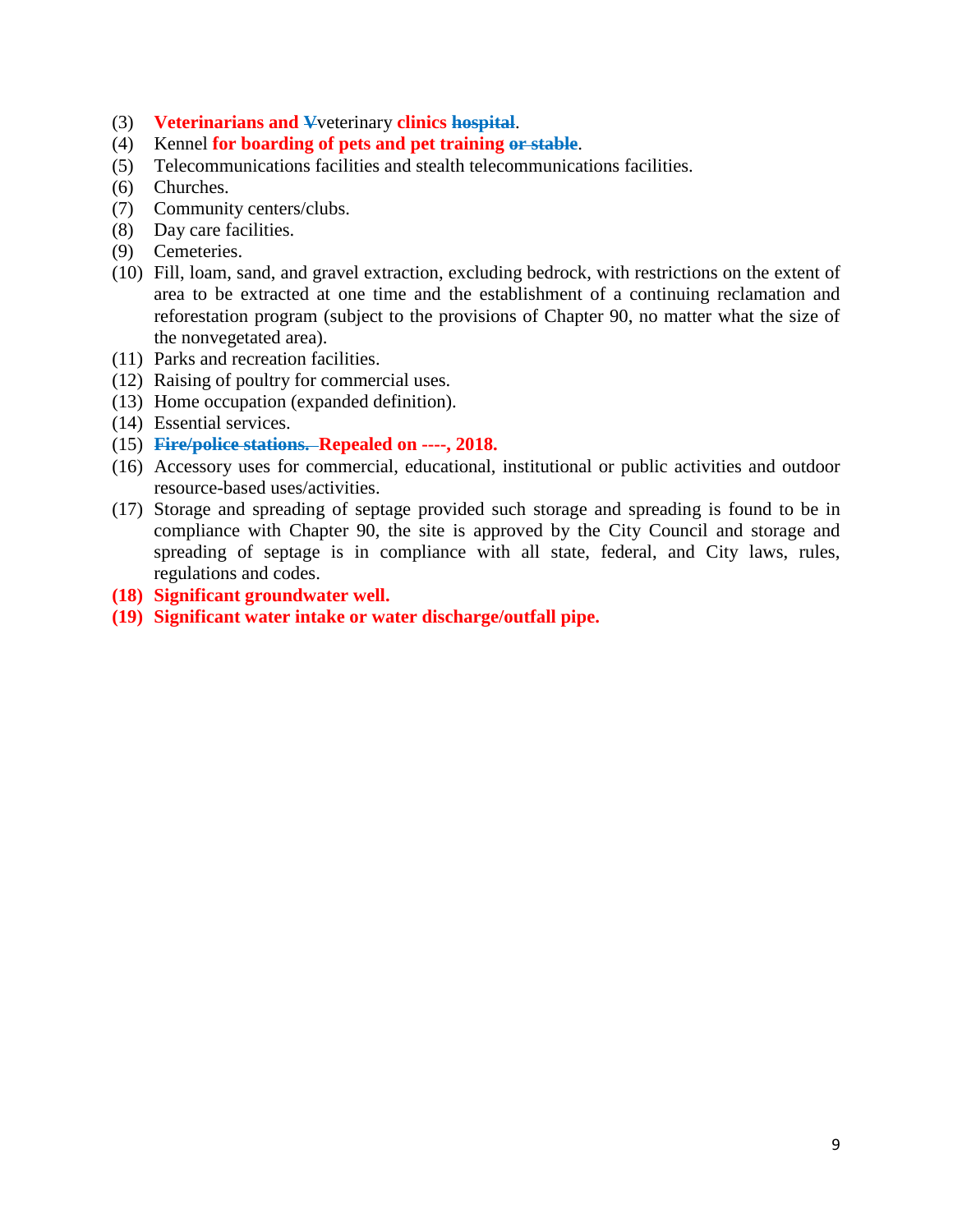(3) **Veterinarians and** ~~V~~veterinary **clinics** ~~hospital~~.
(4) Kennel **for boarding of pets and pet training** ~~or stable~~.
(5) Telecommunications facilities and stealth telecommunications facilities.
(6) Churches.
(7) Community centers/clubs.
(8) Day care facilities.
(9) Cemeteries.
(10) Fill, loam, sand, and gravel extraction, excluding bedrock, with restrictions on the extent of area to be extracted at one time and the establishment of a continuing reclamation and reforestation program (subject to the provisions of Chapter 90, no matter what the size of the nonvegetated area).
(11) Parks and recreation facilities.
(12) Raising of poultry for commercial uses.
(13) Home occupation (expanded definition).
(14) Essential services.
(15) ~~Fire/police stations.~~ **Repealed on ----, 2018.**
(16) Accessory uses for commercial, educational, institutional or public activities and outdoor resource-based uses/activities.
(17) Storage and spreading of septage provided such storage and spreading is found to be in compliance with Chapter 90, the site is approved by the City Council and storage and spreading of septage is in compliance with all state, federal, and City laws, rules, regulations and codes.
**(18) Significant groundwater well.**
**(19) Significant water intake or water discharge/outfall pipe.**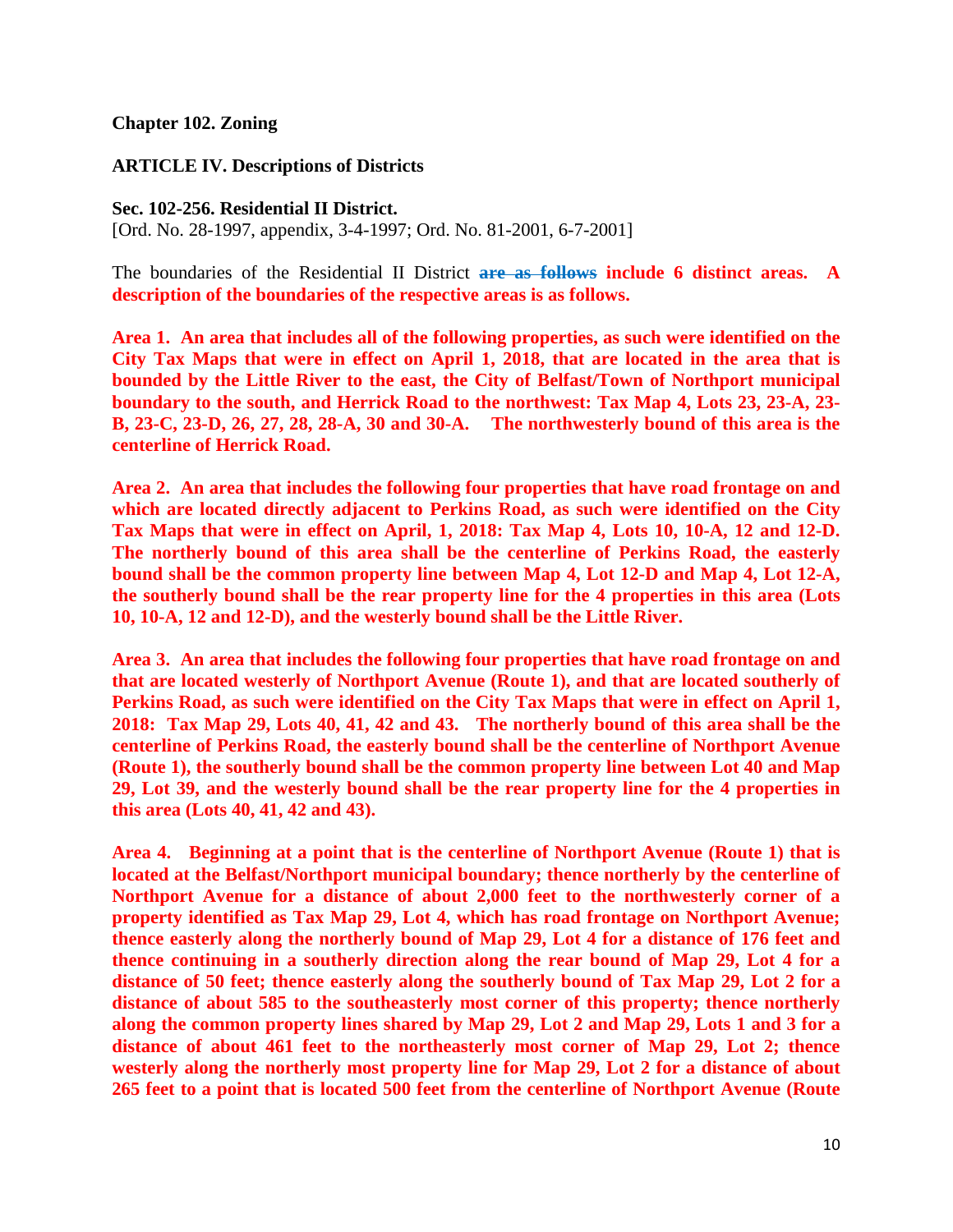**Chapter 102. Zoning**

**ARTICLE IV. Descriptions of Districts**

**Sec. 102-256. Residential II District.**
[Ord. No. 28-1997, appendix, 3-4-1997; Ord. No. 81-2001, 6-7-2001]

The boundaries of the Residential II District ~~are as follows~~ **include 6 distinct areas. A description of the boundaries of the respective areas is as follows.**

**Area 1. An area that includes all of the following properties, as such were identified on the City Tax Maps that were in effect on April 1, 2018, that are located in the area that is bounded by the Little River to the east, the City of Belfast/Town of Northport municipal boundary to the south, and Herrick Road to the northwest: Tax Map 4, Lots 23, 23-A, 23-B, 23-C, 23-D, 26, 27, 28, 28-A, 30 and 30-A. The northwesterly bound of this area is the centerline of Herrick Road.**

**Area 2. An area that includes the following four properties that have road frontage on and which are located directly adjacent to Perkins Road, as such were identified on the City Tax Maps that were in effect on April, 1, 2018: Tax Map 4, Lots 10, 10-A, 12 and 12-D. The northerly bound of this area shall be the centerline of Perkins Road, the easterly bound shall be the common property line between Map 4, Lot 12-D and Map 4, Lot 12-A, the southerly bound shall be the rear property line for the 4 properties in this area (Lots 10, 10-A, 12 and 12-D), and the westerly bound shall be the Little River.**

**Area 3. An area that includes the following four properties that have road frontage on and that are located westerly of Northport Avenue (Route 1), and that are located southerly of Perkins Road, as such were identified on the City Tax Maps that were in effect on April 1, 2018: Tax Map 29, Lots 40, 41, 42 and 43. The northerly bound of this area shall be the centerline of Perkins Road, the easterly bound shall be the centerline of Northport Avenue (Route 1), the southerly bound shall be the common property line between Lot 40 and Map 29, Lot 39, and the westerly bound shall be the rear property line for the 4 properties in this area (Lots 40, 41, 42 and 43).**

**Area 4. Beginning at a point that is the centerline of Northport Avenue (Route 1) that is located at the Belfast/Northport municipal boundary; thence northerly by the centerline of Northport Avenue for a distance of about 2,000 feet to the northwesterly corner of a property identified as Tax Map 29, Lot 4, which has road frontage on Northport Avenue; thence easterly along the northerly bound of Map 29, Lot 4 for a distance of 176 feet and thence continuing in a southerly direction along the rear bound of Map 29, Lot 4 for a distance of 50 feet; thence easterly along the southerly bound of Tax Map 29, Lot 2 for a distance of about 585 to the southeasterly most corner of this property; thence northerly along the common property lines shared by Map 29, Lot 2 and Map 29, Lots 1 and 3 for a distance of about 461 feet to the northeasterly most corner of Map 29, Lot 2; thence westerly along the northerly most property line for Map 29, Lot 2 for a distance of about 265 feet to a point that is located 500 feet from the centerline of Northport Avenue (Route**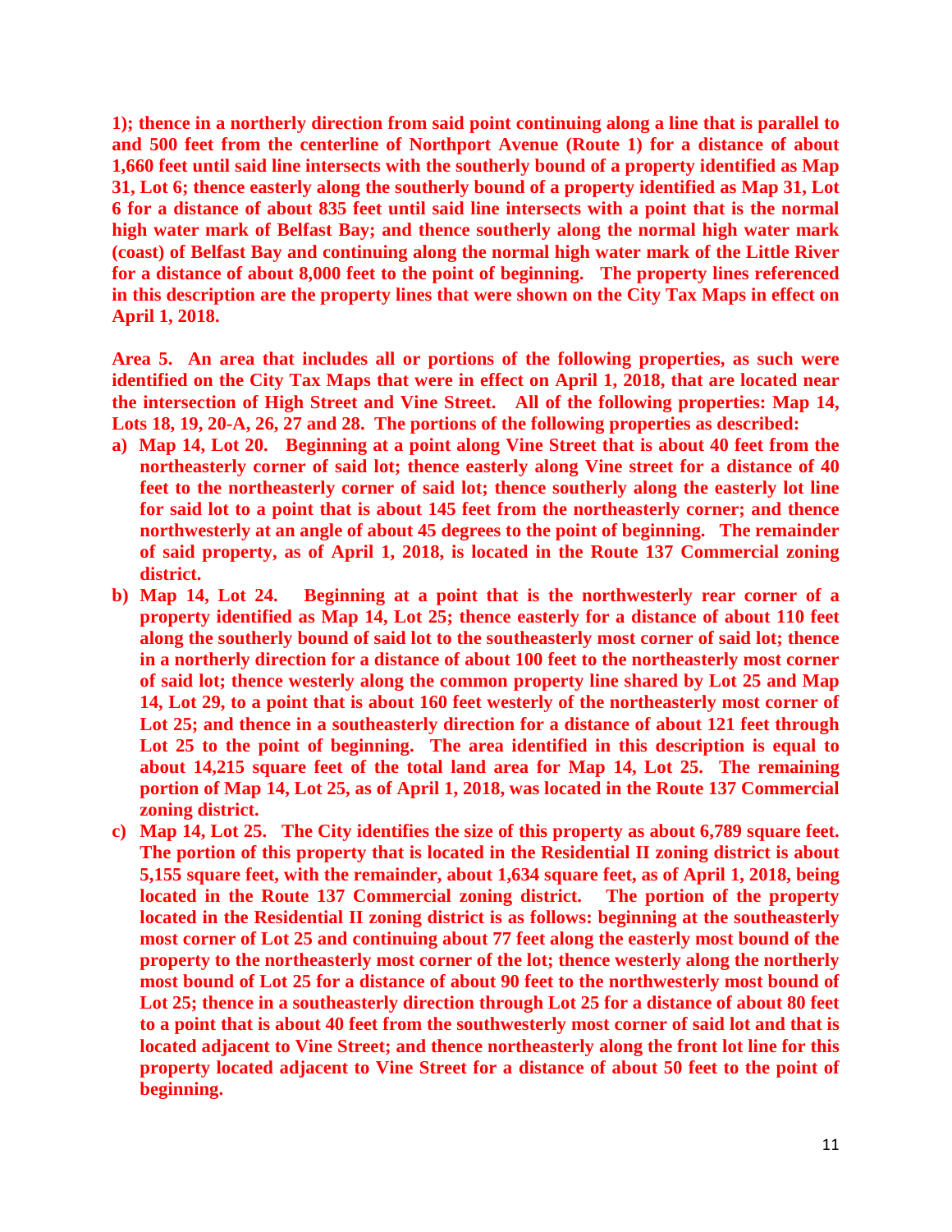**1); thence in a northerly direction from said point continuing along a line that is parallel to and 500 feet from the centerline of Northport Avenue (Route 1) for a distance of about 1,660 feet until said line intersects with the southerly bound of a property identified as Map 31, Lot 6; thence easterly along the southerly bound of a property identified as Map 31, Lot 6 for a distance of about 835 feet until said line intersects with a point that is the normal high water mark of Belfast Bay; and thence southerly along the normal high water mark (coast) of Belfast Bay and continuing along the normal high water mark of the Little River for a distance of about 8,000 feet to the point of beginning. The property lines referenced in this description are the property lines that were shown on the City Tax Maps in effect on April 1, 2018.**

**Area 5. An area that includes all or portions of the following properties, as such were identified on the City Tax Maps that were in effect on April 1, 2018, that are located near the intersection of High Street and Vine Street. All of the following properties: Map 14, Lots 18, 19, 20-A, 26, 27 and 28. The portions of the following properties as described:**

- **a) Map 14, Lot 20. Beginning at a point along Vine Street that is about 40 feet from the northeasterly corner of said lot; thence easterly along Vine street for a distance of 40 feet to the northeasterly corner of said lot; thence southerly along the easterly lot line for said lot to a point that is about 145 feet from the northeasterly corner; and thence northwesterly at an angle of about 45 degrees to the point of beginning. The remainder of said property, as of April 1, 2018, is located in the Route 137 Commercial zoning district.**
- **b) Map 14, Lot 24. Beginning at a point that is the northwesterly rear corner of a property identified as Map 14, Lot 25; thence easterly for a distance of about 110 feet along the southerly bound of said lot to the southeasterly most corner of said lot; thence in a northerly direction for a distance of about 100 feet to the northeasterly most corner of said lot; thence westerly along the common property line shared by Lot 25 and Map 14, Lot 29, to a point that is about 160 feet westerly of the northeasterly most corner of Lot 25; and thence in a southeasterly direction for a distance of about 121 feet through Lot 25 to the point of beginning. The area identified in this description is equal to about 14,215 square feet of the total land area for Map 14, Lot 25. The remaining portion of Map 14, Lot 25, as of April 1, 2018, was located in the Route 137 Commercial zoning district.**
- **c) Map 14, Lot 25. The City identifies the size of this property as about 6,789 square feet. The portion of this property that is located in the Residential II zoning district is about 5,155 square feet, with the remainder, about 1,634 square feet, as of April 1, 2018, being located in the Route 137 Commercial zoning district. The portion of the property located in the Residential II zoning district is as follows: beginning at the southeasterly most corner of Lot 25 and continuing about 77 feet along the easterly most bound of the property to the northeasterly most corner of the lot; thence westerly along the northerly most bound of Lot 25 for a distance of about 90 feet to the northwesterly most bound of Lot 25; thence in a southeasterly direction through Lot 25 for a distance of about 80 feet to a point that is about 40 feet from the southwesterly most corner of said lot and that is located adjacent to Vine Street; and thence northeasterly along the front lot line for this property located adjacent to Vine Street for a distance of about 50 feet to the point of beginning.**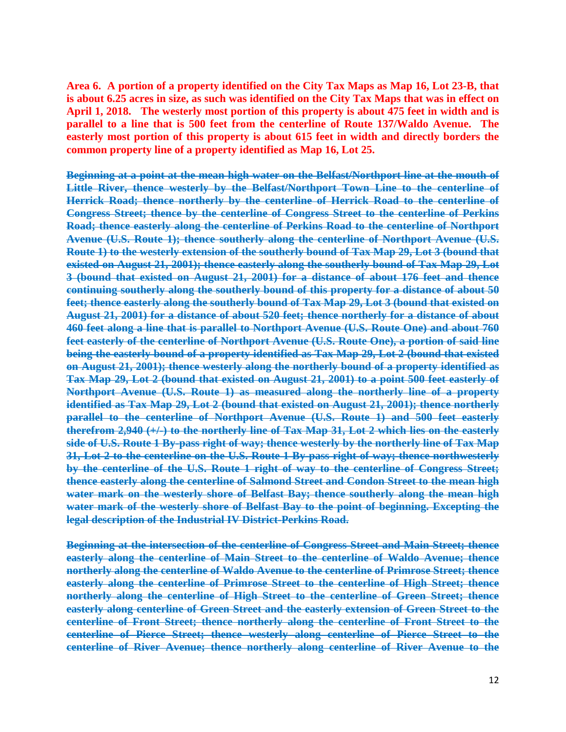**Area 6. A portion of a property identified on the City Tax Maps as Map 16, Lot 23-B, that is about 6.25 acres in size, as such was identified on the City Tax Maps that was in effect on April 1, 2018. The westerly most portion of this property is about 475 feet in width and is parallel to a line that is 500 feet from the centerline of Route 137/Waldo Avenue. The easterly most portion of this property is about 615 feet in width and directly borders the common property line of a property identified as Map 16, Lot 25.**

~~**Beginning at a point at the mean high water on the Belfast/Northport line at the mouth of Little River, thence westerly by the Belfast/Northport Town Line to the centerline of Herrick Road; thence northerly by the centerline of Herrick Road to the centerline of Congress Street; thence by the centerline of Congress Street to the centerline of Perkins Road; thence easterly along the centerline of Perkins Road to the centerline of Northport Avenue (U.S. Route 1); thence southerly along the centerline of Northport Avenue (U.S. Route 1) to the westerly extension of the southerly bound of Tax Map 29, Lot 3 (bound that existed on August 21, 2001); thence easterly along the southerly bound of Tax Map 29, Lot 3 (bound that existed on August 21, 2001) for a distance of about 176 feet and thence continuing southerly along the southerly bound of this property for a distance of about 50 feet; thence easterly along the southerly bound of Tax Map 29, Lot 3 (bound that existed on August 21, 2001) for a distance of about 520 feet; thence northerly for a distance of about 460 feet along a line that is parallel to Northport Avenue (U.S. Route One) and about 760 feet easterly of the centerline of Northport Avenue (U.S. Route One), a portion of said line being the easterly bound of a property identified as Tax Map 29, Lot 2 (bound that existed on August 21, 2001); thence westerly along the northerly bound of a property identified as Tax Map 29, Lot 2 (bound that existed on August 21, 2001) to a point 500 feet easterly of Northport Avenue (U.S. Route 1) as measured along the northerly line of a property identified as Tax Map 29, Lot 2 (bound that existed on August 21, 2001); thence northerly parallel to the centerline of Northport Avenue (U.S. Route 1) and 500 feet easterly therefrom 2,940 (+/-) to the northerly line of Tax Map 31, Lot 2 which lies on the easterly side of U.S. Route 1 By-pass right of way; thence westerly by the northerly line of Tax Map 31, Lot 2 to the centerline on the U.S. Route 1 By pass right of way; thence northwesterly by the centerline of the U.S. Route 1 right of way to the centerline of Congress Street; thence easterly along the centerline of Salmond Street and Condon Street to the mean high water mark on the westerly shore of Belfast Bay; thence southerly along the mean high water mark of the westerly shore of Belfast Bay to the point of beginning. Excepting the legal description of the Industrial IV District-Perkins Road.**~~

~~**Beginning at the intersection of the centerline of Congress Street and Main Street; thence easterly along the centerline of Main Street to the centerline of Waldo Avenue; thence northerly along the centerline of Waldo Avenue to the centerline of Primrose Street; thence easterly along the centerline of Primrose Street to the centerline of High Street; thence northerly along the centerline of High Street to the centerline of Green Street; thence easterly along centerline of Green Street and the easterly extension of Green Street to the centerline of Front Street; thence northerly along the centerline of Front Street to the centerline of Pierce Street; thence westerly along centerline of Pierce Street to the centerline of River Avenue; thence northerly along centerline of River Avenue to the**~~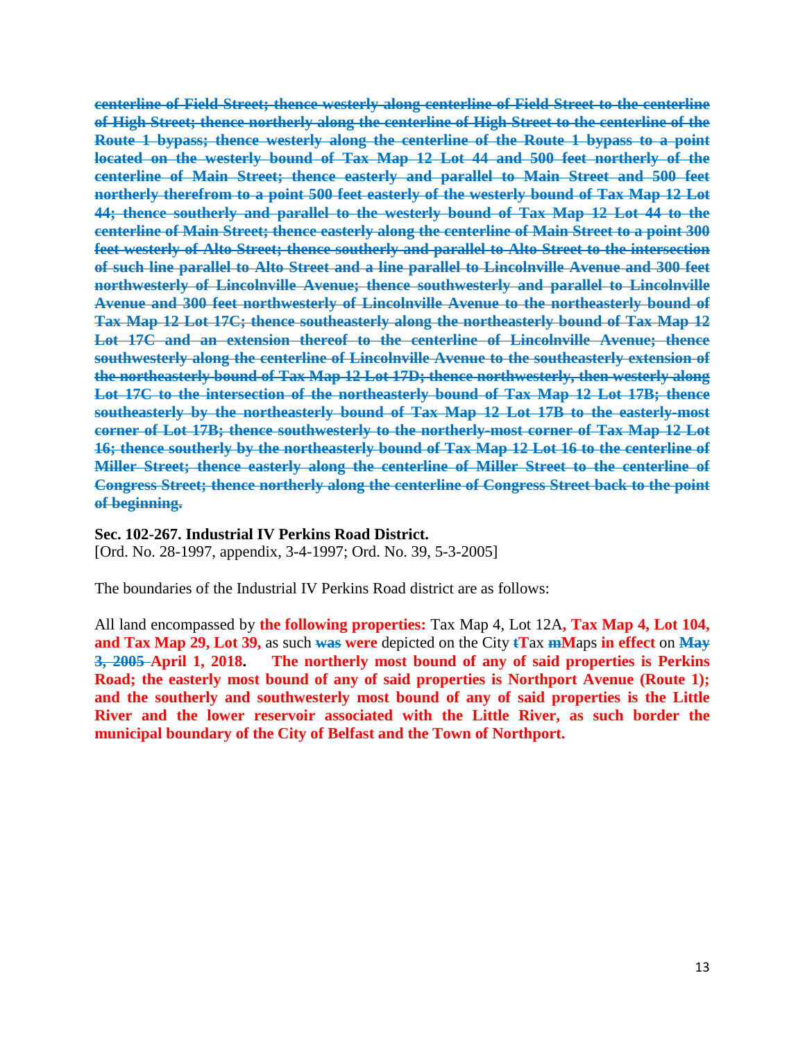~~**centerline of Field Street; thence westerly along centerline of Field Street to the centerline of High Street; thence northerly along the centerline of High Street to the centerline of the Route 1 bypass; thence westerly along the centerline of the Route 1 bypass to a point located on the westerly bound of Tax Map 12 Lot 44 and 500 feet northerly of the centerline of Main Street; thence easterly and parallel to Main Street and 500 feet northerly therefrom to a point 500 feet easterly of the westerly bound of Tax Map 12 Lot 44; thence southerly and parallel to the westerly bound of Tax Map 12 Lot 44 to the centerline of Main Street; thence easterly along the centerline of Main Street to a point 300 feet westerly of Alto Street; thence southerly and parallel to Alto Street to the intersection of such line parallel to Alto Street and a line parallel to Lincolnville Avenue and 300 feet northwesterly of Lincolnville Avenue; thence southwesterly and parallel to Lincolnville Avenue and 300 feet northwesterly of Lincolnville Avenue to the northeasterly bound of Tax Map 12 Lot 17C; thence southeasterly along the northeasterly bound of Tax Map 12 Lot 17C and an extension thereof to the centerline of Lincolnville Avenue; thence southwesterly along the centerline of Lincolnville Avenue to the southeasterly extension of the northeasterly bound of Tax Map 12 Lot 17D; thence northwesterly, then westerly along Lot 17C to the intersection of the northeasterly bound of Tax Map 12 Lot 17B; thence southeasterly by the northeasterly bound of Tax Map 12 Lot 17B to the easterly-most corner of Lot 17B; thence southwesterly to the northerly-most corner of Tax Map 12 Lot 16; thence southerly by the northeasterly bound of Tax Map 12 Lot 16 to the centerline of Miller Street; thence easterly along the centerline of Miller Street to the centerline of Congress Street; thence northerly along the centerline of Congress Street back to the point of beginning.**~~

**Sec. 102-267. Industrial IV Perkins Road District.**
[Ord. No. 28-1997, appendix, 3-4-1997; Ord. No. 39, 5-3-2005]

The boundaries of the Industrial IV Perkins Road district are as follows:

All land encompassed by **the following properties:** Tax Map 4, Lot 12A**, Tax Map 4, Lot 104, and Tax Map 29, Lot 39,** as such ~~**was**~~ **were** depicted on the City ~~**t**~~**T**ax ~~**m**~~**M**aps **in effect** on ~~**May 3, 2005**~~ **April 1, 2018. The northerly most bound of any of said properties is Perkins Road; the easterly most bound of any of said properties is Northport Avenue (Route 1); and the southerly and southwesterly most bound of any of said properties is the Little River and the lower reservoir associated with the Little River, as such border the municipal boundary of the City of Belfast and the Town of Northport.**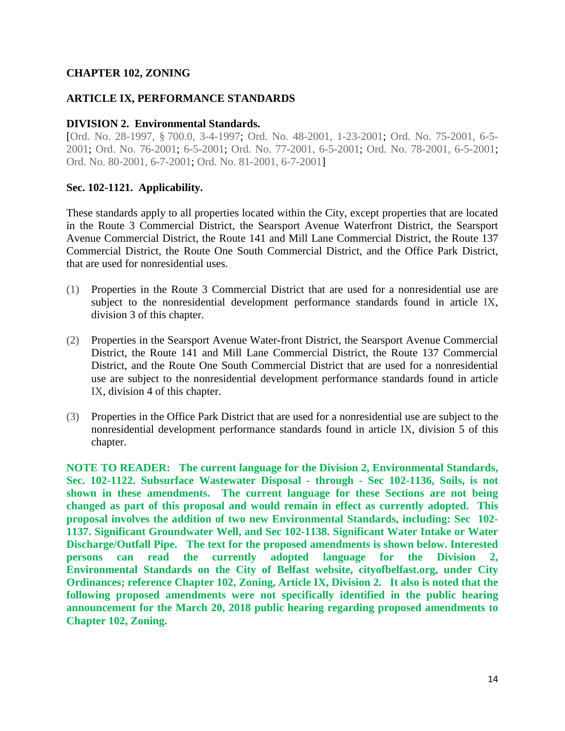## CHAPTER 102, ZONING

## ARTICLE IX, PERFORMANCE STANDARDS

### DIVISION 2. Environmental Standards.

[Ord. No. 28-1997, § 700.0, 3-4-1997; Ord. No. 48-2001, 1-23-2001; Ord. No. 75-2001, 6-5-2001; Ord. No. 76-2001; 6-5-2001; Ord. No. 77-2001, 6-5-2001; Ord. No. 78-2001, 6-5-2001; Ord. No. 80-2001, 6-7-2001; Ord. No. 81-2001, 6-7-2001]

### Sec. 102-1121. Applicability.

These standards apply to all properties located within the City, except properties that are located in the Route 3 Commercial District, the Searsport Avenue Waterfront District, the Searsport Avenue Commercial District, the Route 141 and Mill Lane Commercial District, the Route 137 Commercial District, the Route One South Commercial District, and the Office Park District, that are used for nonresidential uses.

(1) Properties in the Route 3 Commercial District that are used for a nonresidential use are subject to the nonresidential development performance standards found in article IX, division 3 of this chapter.

(2) Properties in the Searsport Avenue Water-front District, the Searsport Avenue Commercial District, the Route 141 and Mill Lane Commercial District, the Route 137 Commercial District, and the Route One South Commercial District that are used for a nonresidential use are subject to the nonresidential development performance standards found in article IX, division 4 of this chapter.

(3) Properties in the Office Park District that are used for a nonresidential use are subject to the nonresidential development performance standards found in article IX, division 5 of this chapter.

**NOTE TO READER: The current language for the Division 2, Environmental Standards, Sec. 102-1122. Subsurface Wastewater Disposal - through - Sec 102-1136, Soils, is not shown in these amendments. The current language for these Sections are not being changed as part of this proposal and would remain in effect as currently adopted. This proposal involves the addition of two new Environmental Standards, including: Sec 102-1137. Significant Groundwater Well, and Sec 102-1138. Significant Water Intake or Water Discharge/Outfall Pipe. The text for the proposed amendments is shown below. Interested persons can read the currently adopted language for the Division 2, Environmental Standards on the City of Belfast website, cityofbelfast.org, under City Ordinances; reference Chapter 102, Zoning, Article IX, Division 2. It also is noted that the following proposed amendments were not specifically identified in the public hearing announcement for the March 20, 2018 public hearing regarding proposed amendments to Chapter 102, Zoning.**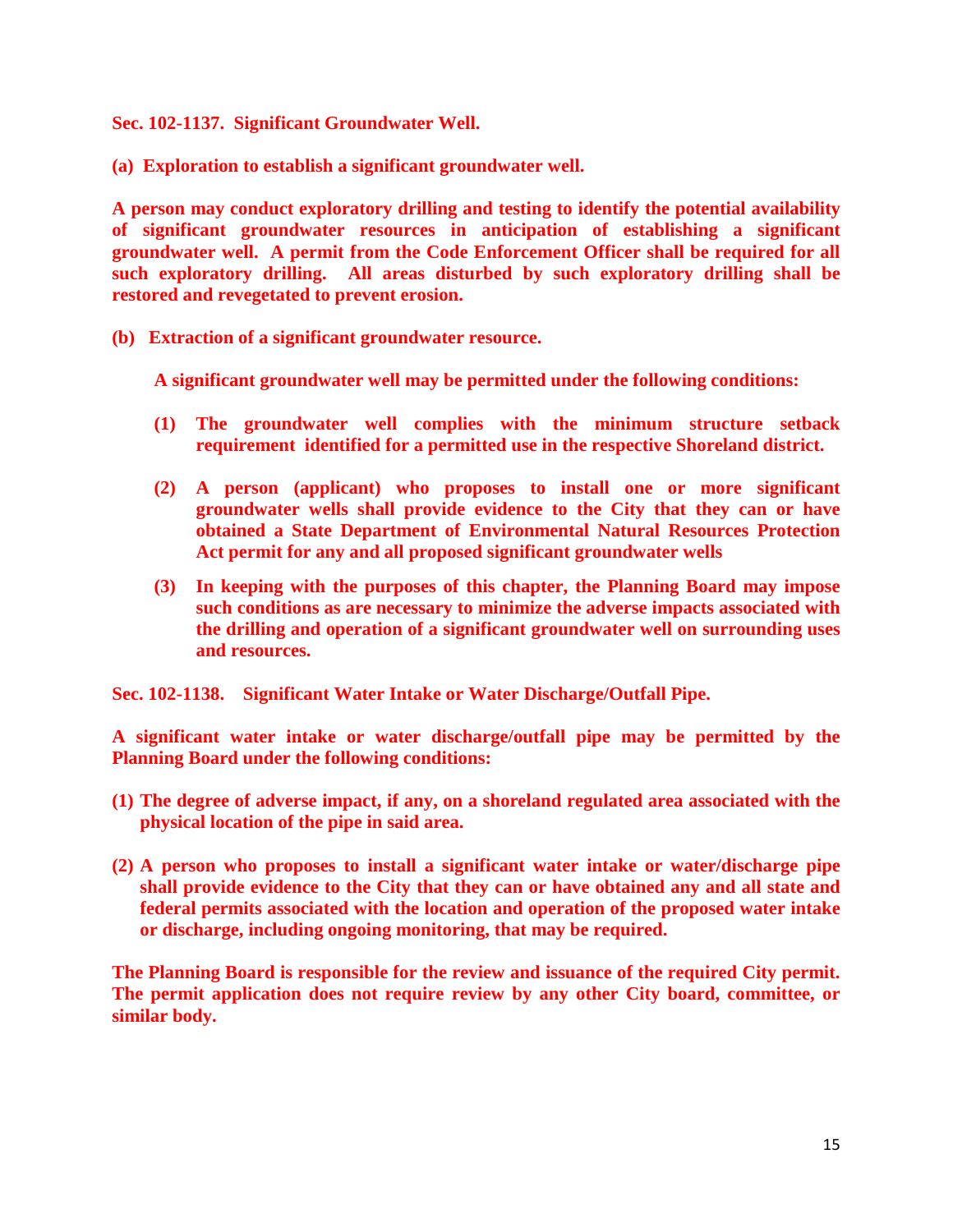**Sec. 102-1137. Significant Groundwater Well.**

**(a) Exploration to establish a significant groundwater well.**

**A person may conduct exploratory drilling and testing to identify the potential availability of significant groundwater resources in anticipation of establishing a significant groundwater well. A permit from the Code Enforcement Officer shall be required for all such exploratory drilling. All areas disturbed by such exploratory drilling shall be restored and revegetated to prevent erosion.**

**(b) Extraction of a significant groundwater resource.**

**A significant groundwater well may be permitted under the following conditions:**

**(1) The groundwater well complies with the minimum structure setback requirement identified for a permitted use in the respective Shoreland district.**

**(2) A person (applicant) who proposes to install one or more significant groundwater wells shall provide evidence to the City that they can or have obtained a State Department of Environmental Natural Resources Protection Act permit for any and all proposed significant groundwater wells**

**(3) In keeping with the purposes of this chapter, the Planning Board may impose such conditions as are necessary to minimize the adverse impacts associated with the drilling and operation of a significant groundwater well on surrounding uses and resources.**

**Sec. 102-1138. Significant Water Intake or Water Discharge/Outfall Pipe.**

**A significant water intake or water discharge/outfall pipe may be permitted by the Planning Board under the following conditions:**

**(1) The degree of adverse impact, if any, on a shoreland regulated area associated with the physical location of the pipe in said area.**

**(2) A person who proposes to install a significant water intake or water/discharge pipe shall provide evidence to the City that they can or have obtained any and all state and federal permits associated with the location and operation of the proposed water intake or discharge, including ongoing monitoring, that may be required.**

**The Planning Board is responsible for the review and issuance of the required City permit. The permit application does not require review by any other City board, committee, or similar body.**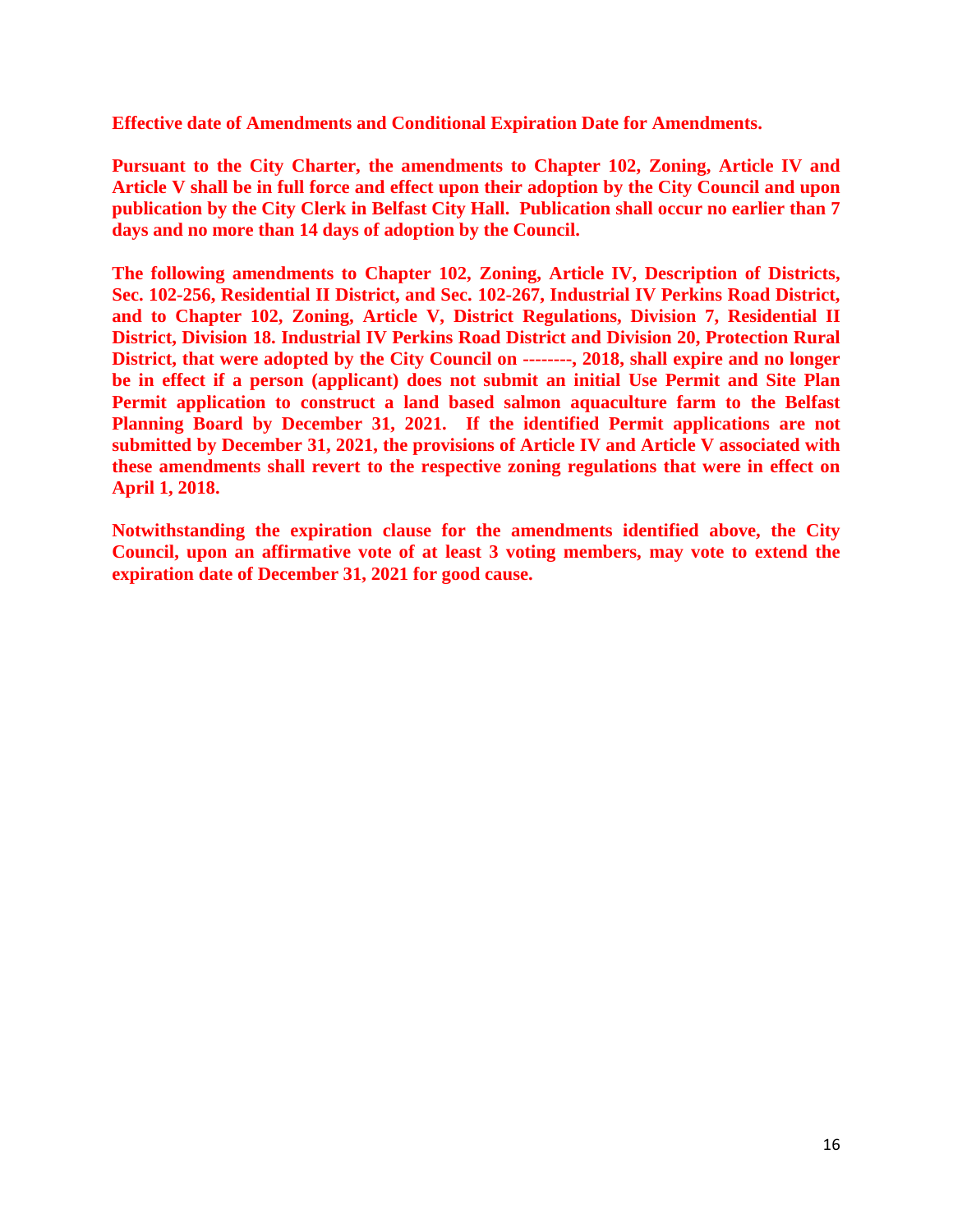**Effective date of Amendments and Conditional Expiration Date for Amendments.**

**Pursuant to the City Charter, the amendments to Chapter 102, Zoning, Article IV and Article V shall be in full force and effect upon their adoption by the City Council and upon publication by the City Clerk in Belfast City Hall. Publication shall occur no earlier than 7 days and no more than 14 days of adoption by the Council.**

**The following amendments to Chapter 102, Zoning, Article IV, Description of Districts, Sec. 102-256, Residential II District, and Sec. 102-267, Industrial IV Perkins Road District, and to Chapter 102, Zoning, Article V, District Regulations, Division 7, Residential II District, Division 18. Industrial IV Perkins Road District and Division 20, Protection Rural District, that were adopted by the City Council on --------, 2018, shall expire and no longer be in effect if a person (applicant) does not submit an initial Use Permit and Site Plan Permit application to construct a land based salmon aquaculture farm to the Belfast Planning Board by December 31, 2021. If the identified Permit applications are not submitted by December 31, 2021, the provisions of Article IV and Article V associated with these amendments shall revert to the respective zoning regulations that were in effect on April 1, 2018.**

**Notwithstanding the expiration clause for the amendments identified above, the City Council, upon an affirmative vote of at least 3 voting members, may vote to extend the expiration date of December 31, 2021 for good cause.**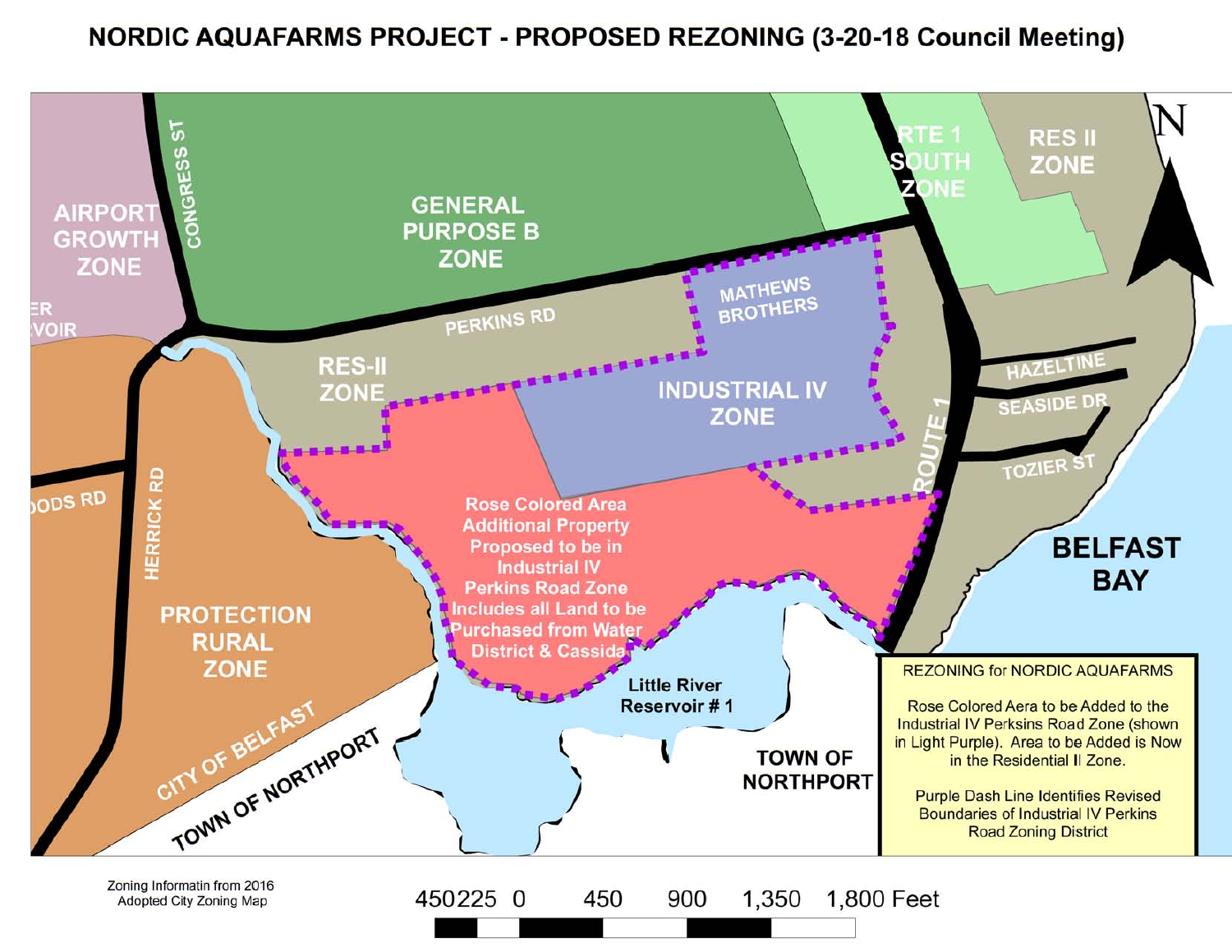# NORDIC AQUAFARMS PROJECT - PROPOSED REZONING (3-20-18 Council Meeting)

AIRPORT GROWTH ZONE

CONGRESS ST

GENERAL PURPOSE B ZONE

RTE 1 SOUTH ZONE

RES II ZONE

N

ER VOIR

PERKINS RD

MATHEWS BROTHERS

RES-II ZONE

INDUSTRIAL IV ZONE

HAZELTINE

SEASIDE DR

ROUTE 1

TOZIER ST

ODS RD

HERRICK RD

Rose Colored Area Additional Property Proposed to be in Industrial IV Perkins Road Zone Includes all Land to be Purchased from Water District & Cassida

BELFAST BAY

PROTECTION RURAL ZONE

Little River Reservoir # 1

CITY OF BELFAST

TOWN OF NORTHPORT

TOWN OF NORTHPORT

REZONING for NORDIC AQUAFARMS

Rose Colored Aera to be Added to the Industrial IV Perskins Road Zone (shown in Light Purple). Area to be Added is Now in the Residential II Zone.

Purple Dash Line Identifies Revised Boundaries of Industrial IV Perkins Road Zoning District

Zoning Informatin from 2016 Adopted City Zoning Map

450 225 0 450 900 1,350 1,800 Feet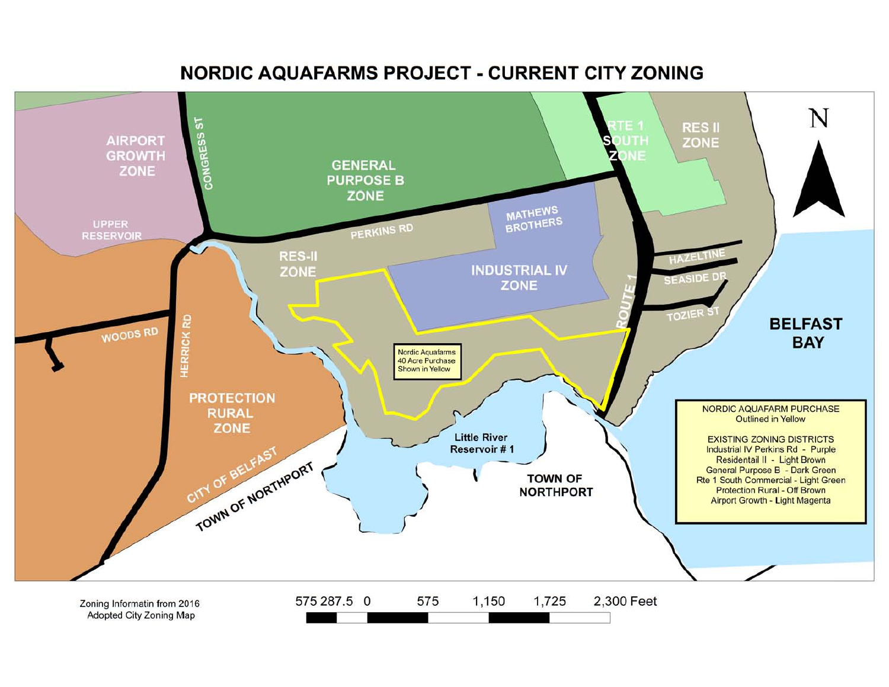# NORDIC AQUAFARMS PROJECT - CURRENT CITY ZONING

AIRPORT GROWTH ZONE

CONGRESS ST

GENERAL PURPOSE B ZONE

RTE 1 SOUTH ZONE

RES II ZONE

N

UPPER RESERVOIR

PERKINS RD

MATHEWS BROTHERS

RES-II ZONE

INDUSTRIAL IV ZONE

HAZELTINE

SEASIDE DR

TOZIER ST

ROUTE 1

WOODS RD

HERRICK RD

Nordic Aquafarms 40 Acre Purchase Shown in Yellow

BELFAST BAY

PROTECTION RURAL ZONE

Little River Reservoir # 1

CITY OF BELFAST

TOWN OF NORTHPORT

TOWN OF NORTHPORT

NORDIC AQUAFARM PURCHASE
Outlined in Yellow

EXISTING ZONING DISTRICTS
Industrial IV Perkins Rd - Purple
Residentail II - Light Brown
General Purpose B - Dark Green
Rte 1 South Commercial - Light Green
Protection Rural - Off Brown
Airport Growth - Light Magenta

Zoning Informatin from 2016
Adopted City Zoning Map

575 287.5 0 575 1,150 1,725 2,300 Feet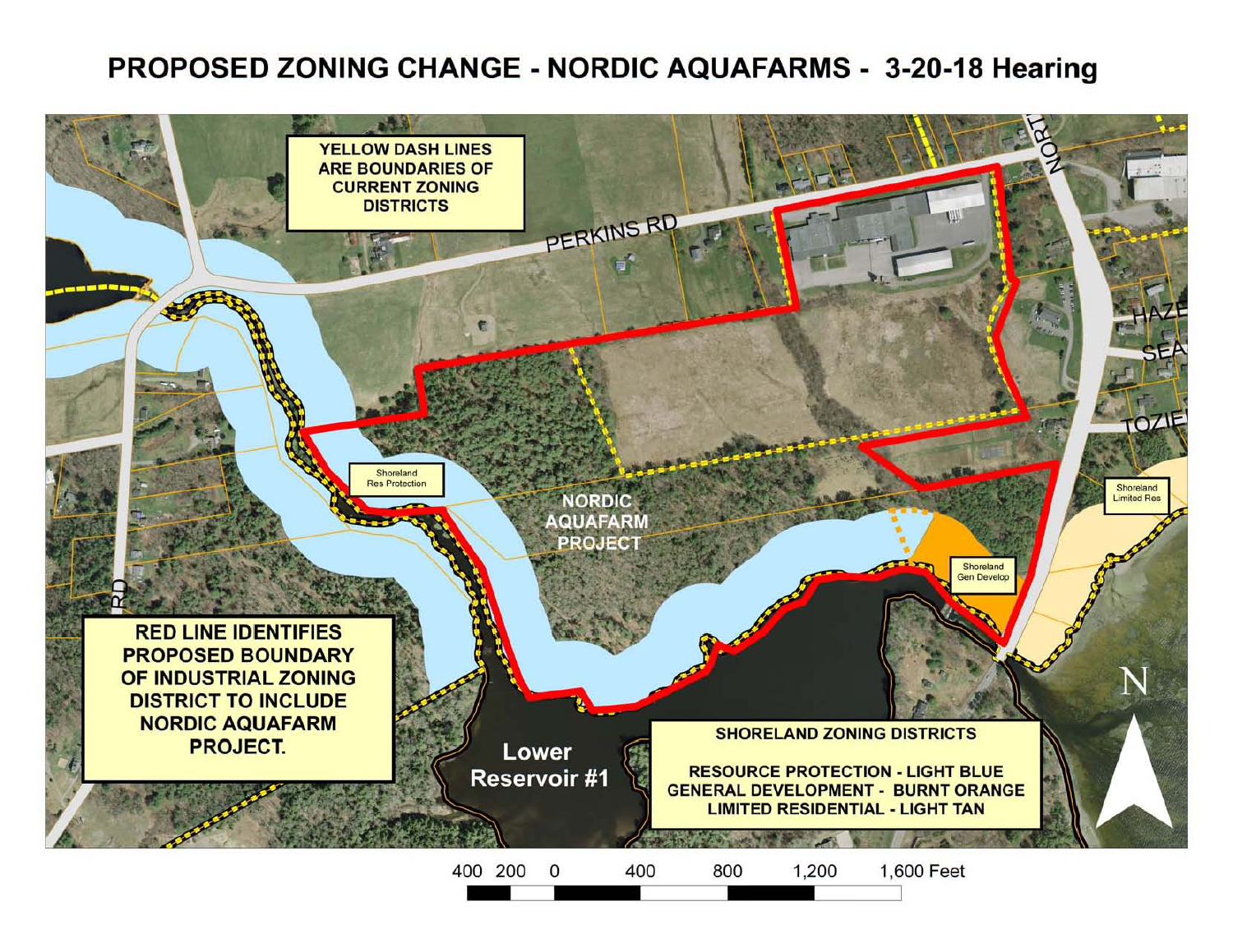# PROPOSED ZONING CHANGE - NORDIC AQUAFARMS - 3-20-18 Hearing

YELLOW DASH LINES ARE BOUNDARIES OF CURRENT ZONING DISTRICTS

PERKINS RD

NORDIC AQUAFARM PROJECT

Shoreland Res Protection

Shoreland Gen Develop

Shoreland Limited Res

RED LINE IDENTIFIES PROPOSED BOUNDARY OF INDUSTRIAL ZONING DISTRICT TO INCLUDE NORDIC AQUAFARM PROJECT.

Lower Reservoir #1

SHORELAND ZONING DISTRICTS

RESOURCE PROTECTION - LIGHT BLUE
GENERAL DEVELOPMENT - BURNT ORANGE
LIMITED RESIDENTIAL - LIGHT TAN

400 200 0 400 800 1,200 1,600 Feet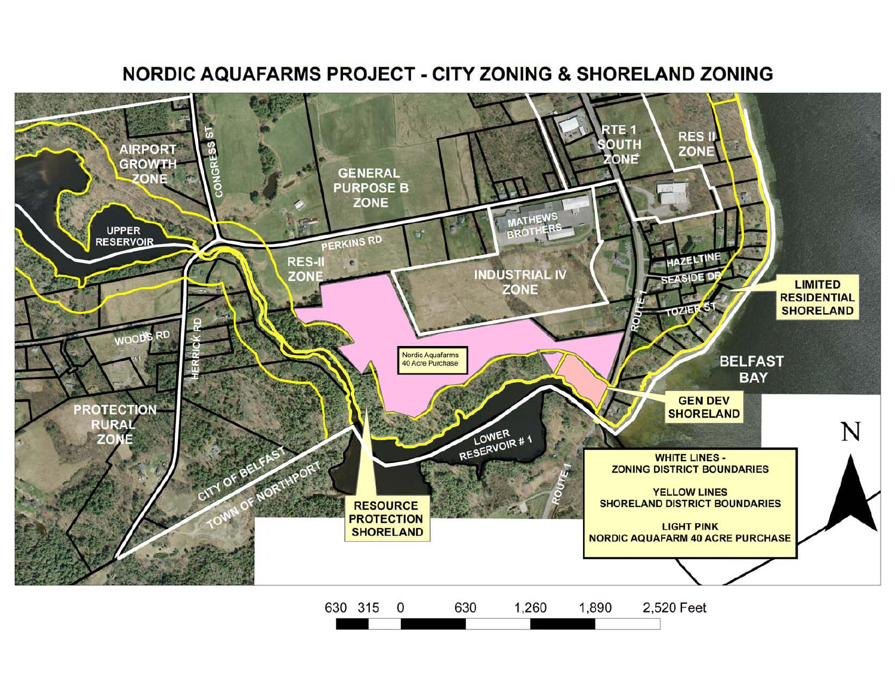# NORDIC AQUAFARMS PROJECT - CITY ZONING & SHORELAND ZONING

AIRPORT GROWTH ZONE

CONGRESS ST

GENERAL PURPOSE B ZONE

RTE 1 SOUTH ZONE

RES II ZONE

UPPER RESERVOIR

PERKINS RD

MATHEWS BROTHERS

RES-II ZONE

INDUSTRIAL IV ZONE

HAZELTINE

SEASIDE DR

TOZIER ST

LIMITED RESIDENTIAL SHORELAND

ROUTE 1

WOODS RD

HERRICK RD

Nordic Aquafarms 40 Acre Purchase

BELFAST BAY

GEN DEV SHORELAND

PROTECTION RURAL ZONE

LOWER RESERVOIR # 1

CITY OF BELFAST

TOWN OF NORTHPORT

RESOURCE PROTECTION SHORELAND

ROUTE 1

WHITE LINES - ZONING DISTRICT BOUNDARIES

YELLOW LINES SHORELAND DISTRICT BOUNDARIES

LIGHT PINK NORDIC AQUAFARM 40 ACRE PURCHASE

N

630 315 0 630 1,260 1,890 2,520 Feet